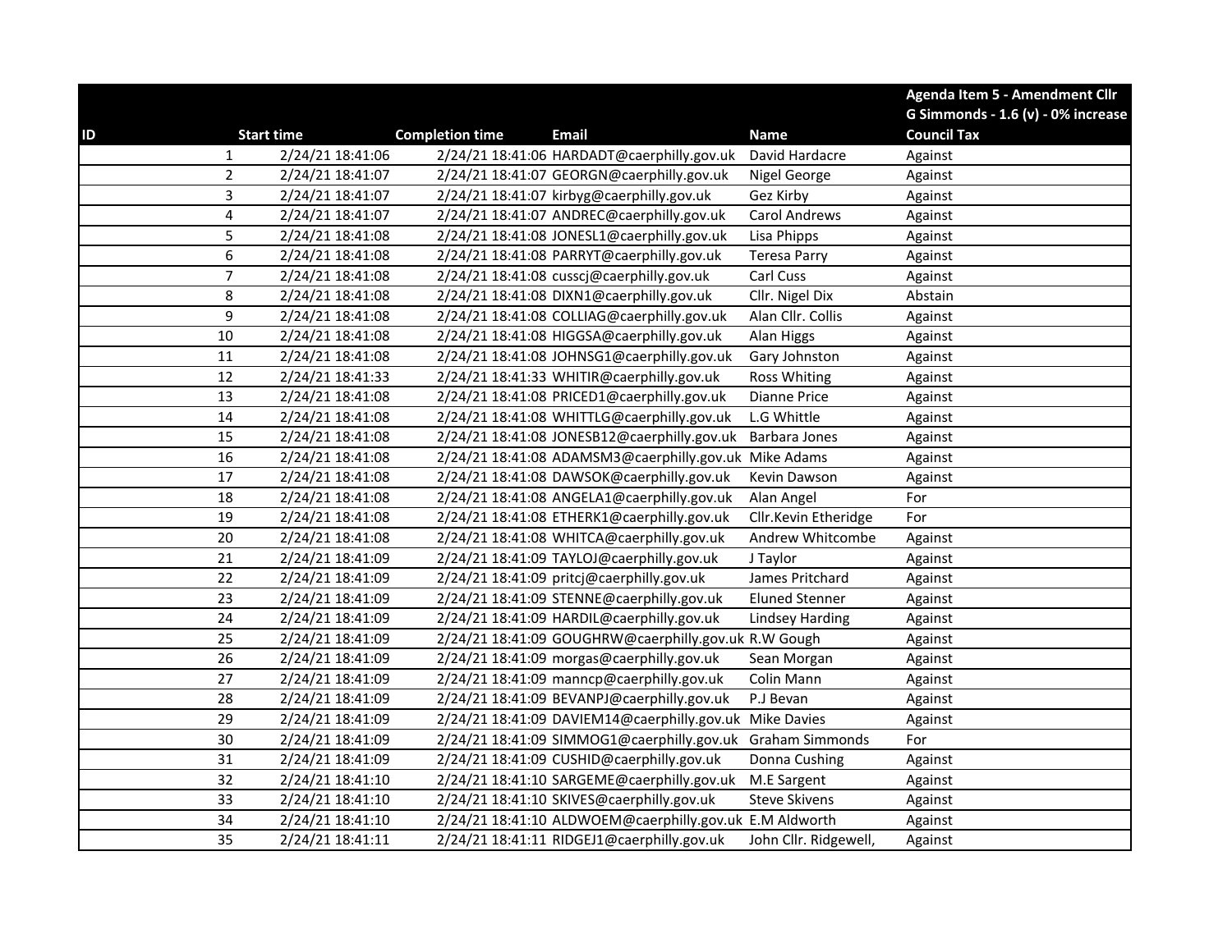| ID | Start time | Completion time | Email | Name | Agenda Item 5 - Amendment Cllr G Simmonds - 1.6 (v) - 0% increase Council Tax |
|---|---|---|---|---|---|
| 1 | 2/24/21 18:41:06 | 2/24/21 18:41:06 | HARDADT@caerphilly.gov.uk | David Hardacre | Against |
| 2 | 2/24/21 18:41:07 | 2/24/21 18:41:07 | GEORGN@caerphilly.gov.uk | Nigel George | Against |
| 3 | 2/24/21 18:41:07 | 2/24/21 18:41:07 | kirbyg@caerphilly.gov.uk | Gez Kirby | Against |
| 4 | 2/24/21 18:41:07 | 2/24/21 18:41:07 | ANDREC@caerphilly.gov.uk | Carol Andrews | Against |
| 5 | 2/24/21 18:41:08 | 2/24/21 18:41:08 | JONESL1@caerphilly.gov.uk | Lisa Phipps | Against |
| 6 | 2/24/21 18:41:08 | 2/24/21 18:41:08 | PARRYT@caerphilly.gov.uk | Teresa Parry | Against |
| 7 | 2/24/21 18:41:08 | 2/24/21 18:41:08 | cusscj@caerphilly.gov.uk | Carl Cuss | Against |
| 8 | 2/24/21 18:41:08 | 2/24/21 18:41:08 | DIXN1@caerphilly.gov.uk | Cllr. Nigel Dix | Abstain |
| 9 | 2/24/21 18:41:08 | 2/24/21 18:41:08 | COLLIAG@caerphilly.gov.uk | Alan Cllr. Collis | Against |
| 10 | 2/24/21 18:41:08 | 2/24/21 18:41:08 | HIGGSA@caerphilly.gov.uk | Alan Higgs | Against |
| 11 | 2/24/21 18:41:08 | 2/24/21 18:41:08 | JOHNSG1@caerphilly.gov.uk | Gary Johnston | Against |
| 12 | 2/24/21 18:41:33 | 2/24/21 18:41:33 | WHITIR@caerphilly.gov.uk | Ross Whiting | Against |
| 13 | 2/24/21 18:41:08 | 2/24/21 18:41:08 | PRICED1@caerphilly.gov.uk | Dianne Price | Against |
| 14 | 2/24/21 18:41:08 | 2/24/21 18:41:08 | WHITTLG@caerphilly.gov.uk | L.G Whittle | Against |
| 15 | 2/24/21 18:41:08 | 2/24/21 18:41:08 | JONESB12@caerphilly.gov.uk | Barbara Jones | Against |
| 16 | 2/24/21 18:41:08 | 2/24/21 18:41:08 | ADAMSM3@caerphilly.gov.uk | Mike Adams | Against |
| 17 | 2/24/21 18:41:08 | 2/24/21 18:41:08 | DAWSOK@caerphilly.gov.uk | Kevin Dawson | Against |
| 18 | 2/24/21 18:41:08 | 2/24/21 18:41:08 | ANGELA1@caerphilly.gov.uk | Alan Angel | For |
| 19 | 2/24/21 18:41:08 | 2/24/21 18:41:08 | ETHERK1@caerphilly.gov.uk | Cllr.Kevin Etheridge | For |
| 20 | 2/24/21 18:41:08 | 2/24/21 18:41:08 | WHITCA@caerphilly.gov.uk | Andrew Whitcombe | Against |
| 21 | 2/24/21 18:41:09 | 2/24/21 18:41:09 | TAYLOJ@caerphilly.gov.uk | J Taylor | Against |
| 22 | 2/24/21 18:41:09 | 2/24/21 18:41:09 | pritcj@caerphilly.gov.uk | James Pritchard | Against |
| 23 | 2/24/21 18:41:09 | 2/24/21 18:41:09 | STENNE@caerphilly.gov.uk | Eluned Stenner | Against |
| 24 | 2/24/21 18:41:09 | 2/24/21 18:41:09 | HARDIL@caerphilly.gov.uk | Lindsey Harding | Against |
| 25 | 2/24/21 18:41:09 | 2/24/21 18:41:09 | GOUGHRW@caerphilly.gov.uk | R.W Gough | Against |
| 26 | 2/24/21 18:41:09 | 2/24/21 18:41:09 | morgas@caerphilly.gov.uk | Sean Morgan | Against |
| 27 | 2/24/21 18:41:09 | 2/24/21 18:41:09 | manncp@caerphilly.gov.uk | Colin Mann | Against |
| 28 | 2/24/21 18:41:09 | 2/24/21 18:41:09 | BEVANPJ@caerphilly.gov.uk | P.J Bevan | Against |
| 29 | 2/24/21 18:41:09 | 2/24/21 18:41:09 | DAVIEM14@caerphilly.gov.uk | Mike Davies | Against |
| 30 | 2/24/21 18:41:09 | 2/24/21 18:41:09 | SIMMOG1@caerphilly.gov.uk | Graham Simmonds | For |
| 31 | 2/24/21 18:41:09 | 2/24/21 18:41:09 | CUSHID@caerphilly.gov.uk | Donna Cushing | Against |
| 32 | 2/24/21 18:41:10 | 2/24/21 18:41:10 | SARGEME@caerphilly.gov.uk | M.E Sargent | Against |
| 33 | 2/24/21 18:41:10 | 2/24/21 18:41:10 | SKIVES@caerphilly.gov.uk | Steve Skivens | Against |
| 34 | 2/24/21 18:41:10 | 2/24/21 18:41:10 | ALDWOEM@caerphilly.gov.uk | E.M Aldworth | Against |
| 35 | 2/24/21 18:41:11 | 2/24/21 18:41:11 | RIDGEJ1@caerphilly.gov.uk | John Cllr. Ridgewell, | Against |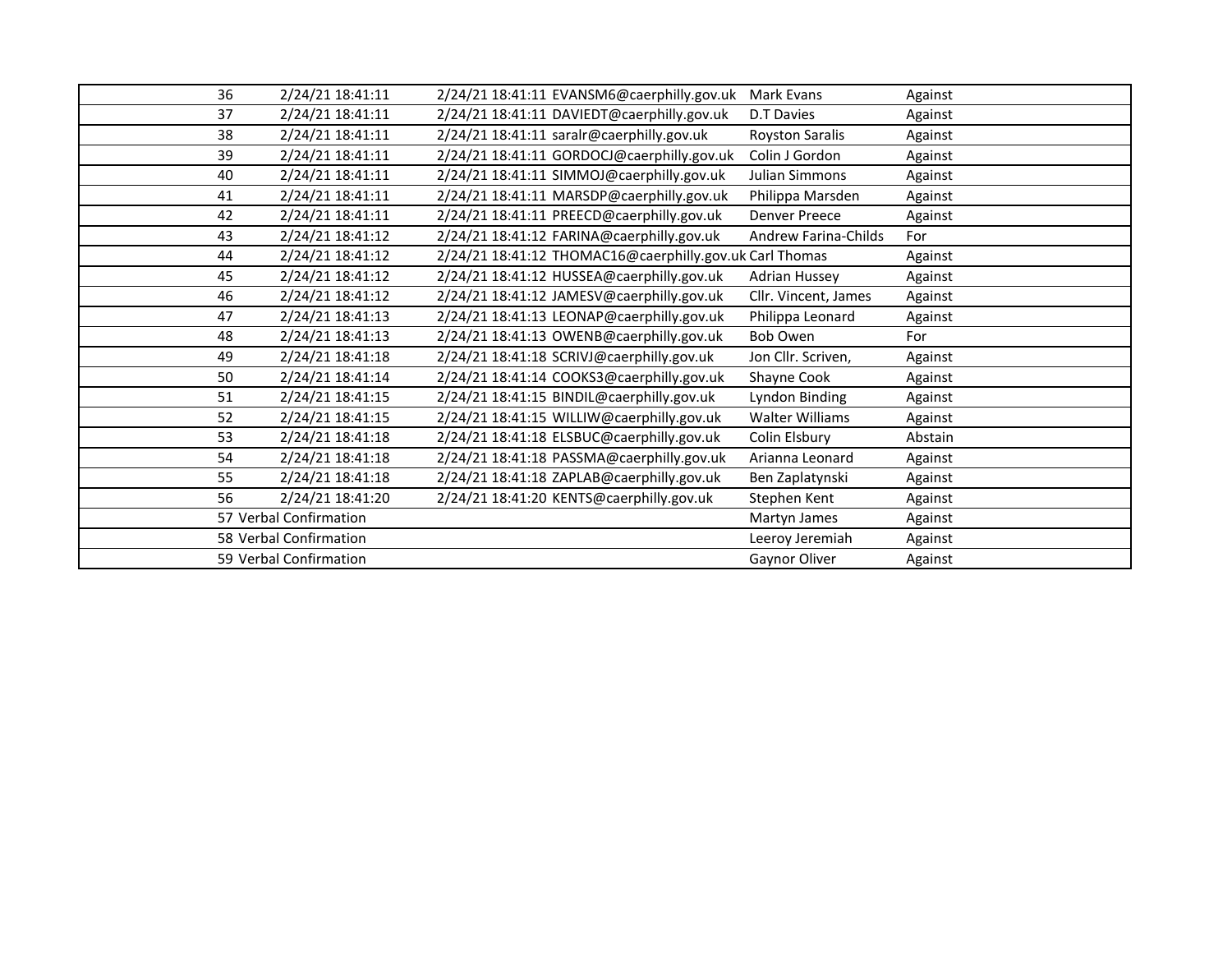| | | | | | |
|---|---|---|---|---|---|
| 36 | 2/24/21 18:41:11 | 2/24/21 18:41:11 | EVANSM6@caerphilly.gov.uk | Mark Evans | Against |
| 37 | 2/24/21 18:41:11 | 2/24/21 18:41:11 | DAVIEDT@caerphilly.gov.uk | D.T Davies | Against |
| 38 | 2/24/21 18:41:11 | 2/24/21 18:41:11 | saralr@caerphilly.gov.uk | Royston Saralis | Against |
| 39 | 2/24/21 18:41:11 | 2/24/21 18:41:11 | GORDOCJ@caerphilly.gov.uk | Colin J Gordon | Against |
| 40 | 2/24/21 18:41:11 | 2/24/21 18:41:11 | SIMMOJ@caerphilly.gov.uk | Julian Simmons | Against |
| 41 | 2/24/21 18:41:11 | 2/24/21 18:41:11 | MARSDP@caerphilly.gov.uk | Philippa Marsden | Against |
| 42 | 2/24/21 18:41:11 | 2/24/21 18:41:11 | PREECD@caerphilly.gov.uk | Denver Preece | Against |
| 43 | 2/24/21 18:41:12 | 2/24/21 18:41:12 | FARINA@caerphilly.gov.uk | Andrew Farina-Childs | For |
| 44 | 2/24/21 18:41:12 | 2/24/21 18:41:12 | THOMAC16@caerphilly.gov.uk | Carl Thomas | Against |
| 45 | 2/24/21 18:41:12 | 2/24/21 18:41:12 | HUSSEA@caerphilly.gov.uk | Adrian Hussey | Against |
| 46 | 2/24/21 18:41:12 | 2/24/21 18:41:12 | JAMESV@caerphilly.gov.uk | Cllr. Vincent, James | Against |
| 47 | 2/24/21 18:41:13 | 2/24/21 18:41:13 | LEONAP@caerphilly.gov.uk | Philippa Leonard | Against |
| 48 | 2/24/21 18:41:13 | 2/24/21 18:41:13 | OWENB@caerphilly.gov.uk | Bob Owen | For |
| 49 | 2/24/21 18:41:18 | 2/24/21 18:41:18 | SCRIVJ@caerphilly.gov.uk | Jon Cllr. Scriven, | Against |
| 50 | 2/24/21 18:41:14 | 2/24/21 18:41:14 | COOKS3@caerphilly.gov.uk | Shayne Cook | Against |
| 51 | 2/24/21 18:41:15 | 2/24/21 18:41:15 | BINDIL@caerphilly.gov.uk | Lyndon Binding | Against |
| 52 | 2/24/21 18:41:15 | 2/24/21 18:41:15 | WILLIW@caerphilly.gov.uk | Walter Williams | Against |
| 53 | 2/24/21 18:41:18 | 2/24/21 18:41:18 | ELSBUC@caerphilly.gov.uk | Colin Elsbury | Abstain |
| 54 | 2/24/21 18:41:18 | 2/24/21 18:41:18 | PASSMA@caerphilly.gov.uk | Arianna Leonard | Against |
| 55 | 2/24/21 18:41:18 | 2/24/21 18:41:18 | ZAPLAB@caerphilly.gov.uk | Ben Zaplatynski | Against |
| 56 | 2/24/21 18:41:20 | 2/24/21 18:41:20 | KENTS@caerphilly.gov.uk | Stephen Kent | Against |
| 57 | Verbal Confirmation | | | Martyn James | Against |
| 58 | Verbal Confirmation | | | Leeroy Jeremiah | Against |
| 59 | Verbal Confirmation | | | Gaynor Oliver | Against |